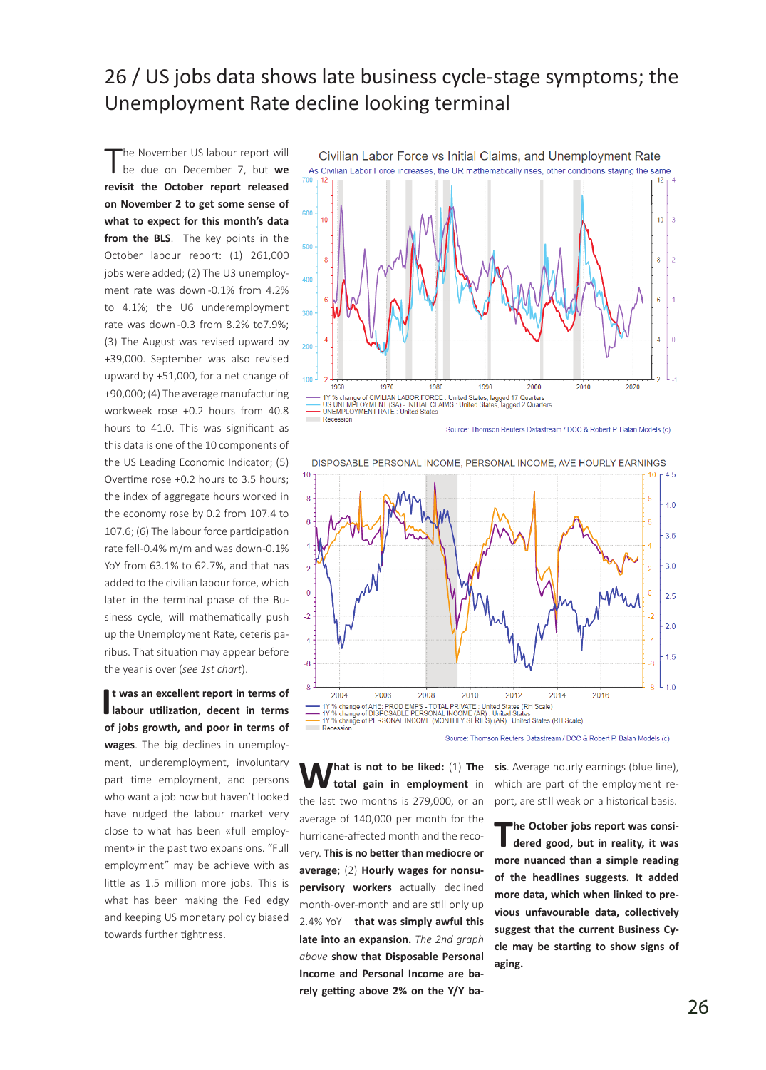# 26 / US jobs data shows late business cycle-stage symptoms; the Unemployment Rate decline looking terminal

The November US labour report will be due on December 7, but **we revisit the October report released on November 2 to get some sense of what to expect for this month's data from the BLS**. The key points in the October labour report: (1) 261,000 jobs were added; (2) The U3 unemployment rate was down -0.1% from 4.2% to 4.1%; the U6 underemployment rate was down -0.3 from 8.2% to7.9%; (3) The August was revised upward by +39,000. September was also revised upward by +51,000, for a net change of +90,000; (4) The average manufacturing workweek rose +0.2 hours from 40.8 hours to 41.0. This was significant as this data is one of the 10 components of the US Leading Economic Indicator; (5) Overtime rose +0.2 hours to 3.5 hours; the index of aggregate hours worked in the economy rose by 0.2 from 107.4 to 107.6; (6) The labour force participation rate fell-0.4% m/m and was down-0.1% YoY from 63.1% to 62.7%, and that has added to the civilian labour force, which later in the terminal phase of the Business cycle, will mathematically push up the Unemployment Rate, ceteris paribus. That situation may appear before the year is over (*see 1st chart*).

**It was an excellent report in terms of labour utilization, decent in terms of jobs growth, and poor in terms of wages**. The big declines in unemployment, underemployment, involuntary part time employment, and persons who want a job now but haven't looked have nudged the labour market very close to what has been «full employment» in the past two expansions. "Full employment" may be achieve with as little as 1.5 million more jobs. This is what has been making the Fed edgy and keeping US monetary policy biased towards further tightness.

Civilian Labor Force vs Initial Claims, and Unemployment Rate

As Civilian Labor Force increases, the UR mathematically rises, other conditions staying the same

1Y % change of CIVILIAN LABOR FORCE : United States, lagged 17 Quarters
US UNEMPLOYMENT (SA) - INITIAL CLAIMS : United States, lagged 2 Quarters
UNEMPLOYMENT RATE : United States
Recession

Source: Thomson Reuters Datastream / DCC & Robert P. Balan Models (c)

DISPOSABLE PERSONAL INCOME, PERSONAL INCOME, AVE HOURLY EARNINGS

1Y % change of AHE: PROD EMPS - TOTAL PRIVATE : United States (RH Scale)
1Y % change of DISPOSABLE PERSONAL INCOME (AR) : United States
1Y % change of PERSONAL INCOME (MONTHLY SERIES) (AR) : United States (RH Scale)
Recession

Source: Thomson Reuters Datastream / DCC & Robert P. Balan Models (c)

**What is not to be liked:** (1) **The total gain in employment** in the last two months is 279,000, or an average of 140,000 per month for the hurricane-affected month and the recovery. **This is no better than mediocre or average**; (2) **Hourly wages for nonsupervisory workers** actually declined month-over-month and are still only up 2.4% YoY – **that was simply awful this late into an expansion.** *The 2nd graph above* **show that Disposable Personal Income and Personal Income are barely getting above 2% on the Y/Y basis**. Average hourly earnings (blue line), which are part of the employment report, are still weak on a historical basis.

**The October jobs report was considered good, but in reality, it was more nuanced than a simple reading of the headlines suggests. It added more data, which when linked to previous unfavourable data, collectively suggest that the current Business Cycle may be starting to show signs of aging.**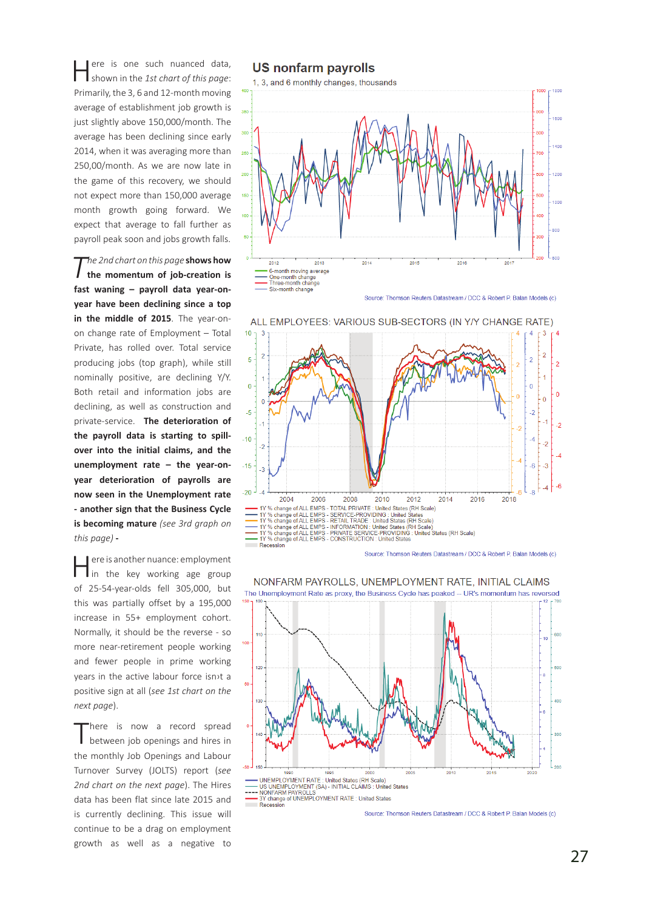Here is one such nuanced data, shown in the *1st chart of this page*: Primarily, the 3, 6 and 12-month moving average of establishment job growth is just slightly above 150,000/month. The average has been declining since early 2014, when it was averaging more than 250,00/month. As we are now late in the game of this recovery, we should not expect more than 150,000 average month growth going forward. We expect that average to fall further as payroll peak soon and jobs growth falls.

*The 2nd chart on this page* **shows how the momentum of job-creation is fast waning – payroll data year-on-year have been declining since a top in the middle of 2015**. The year-on-on change rate of Employment – Total Private, has rolled over. Total service producing jobs (top graph), while still nominally positive, are declining Y/Y. Both retail and information jobs are declining, as well as construction and private-service. **The deterioration of the payroll data is starting to spill-over into the initial claims, and the unemployment rate – the year-on-year deterioration of payrolls are now seen in the Unemployment rate - another sign that the Business Cycle is becoming mature** *(see 3rd graph on this page)* **-**

Here is another nuance: employment in the key working age group of 25-54-year-olds fell 305,000, but this was partially offset by a 195,000 increase in 55+ employment cohort. Normally, it should be the reverse - so more near-retirement people working and fewer people in prime working years in the active labour force isn›t a positive sign at all (*see 1st chart on the next page*).

There is now a record spread between job openings and hires in the monthly Job Openings and Labour Turnover Survey (JOLTS) report (*see 2nd chart on the next page*). The Hires data has been flat since late 2015 and is currently declining. This issue will continue to be a drag on employment growth as well as a negative to

## US nonfarm payrolls

1, 3, and 6 monthly changes, thousands

6-month moving average
One-month change
Three-month change
Six-month change

Source: Thomson Reuters Datastream / DCC & Robert P. Balan Models (c)

## ALL EMPLOYEES: VARIOUS SUB-SECTORS (IN Y/Y CHANGE RATE)

1Y % change of ALL EMPS - TOTAL PRIVATE : United States (RH Scale)
1Y % change of ALL EMPS - SERVICE-PROVIDING : United States
1Y % change of ALL EMPS - RETAIL TRADE : United States (RH Scale)
1Y % change of ALL EMPS - INFORMATION : United States (RH Scale)
1Y % change of ALL EMPS - PRIVATE SERVICE-PROVIDING : United States (RH Scale)
1Y % change of ALL EMPS - CONSTRUCTION : United States
Recession

Source: Thomson Reuters Datastream / DCC & Robert P. Balan Models (c)

## NONFARM PAYROLLS, UNEMPLOYMENT RATE, INITIAL CLAIMS

The Unemployment Rate as proxy, the Business Cycle has peaked -- UR's momentum has reversed

UNEMPLOYMENT RATE : United States (RH Scale)
US UNEMPLOYMENT (SA) - INITIAL CLAIMS : United States
NONFARM PAYROLLS
3Y change of UNEMPLOYMENT RATE : United States
Recession

Source: Thomson Reuters Datastream / DCC & Robert P. Balan Models (c)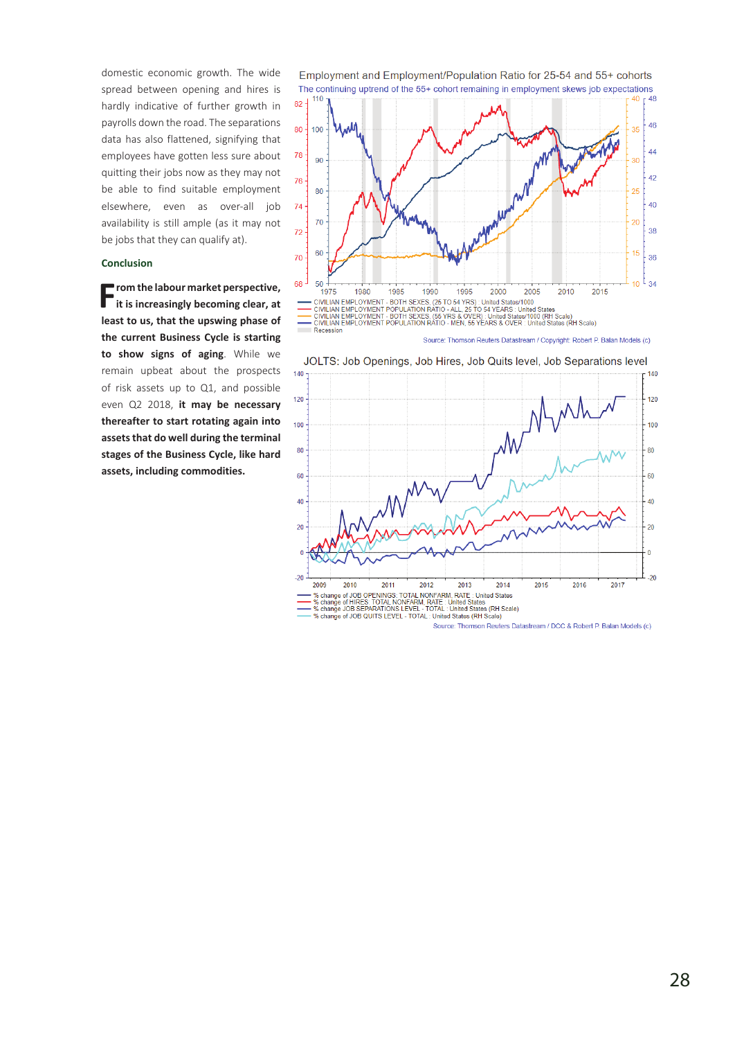domestic economic growth. The wide spread between opening and hires is hardly indicative of further growth in payrolls down the road. The separations data has also flattened, signifying that employees have gotten less sure about quitting their jobs now as they may not be able to find suitable employment elsewhere, even as over-all job availability is still ample (as it may not be jobs that they can qualify at).

## Conclusion

**From the labour market perspective, it is increasingly becoming clear, at least to us, that the upswing phase of the current Business Cycle is starting to show signs of aging**. While we remain upbeat about the prospects of risk assets up to Q1, and possible even Q2 2018, **it may be necessary thereafter to start rotating again into assets that do well during the terminal stages of the Business Cycle, like hard assets, including commodities.**

Employment and Employment/Population Ratio for 25-54 and 55+ cohorts

The continuing uptrend of the 55+ cohort remaining in employment skews job expectations

CIVILIAN EMPLOYMENT - BOTH SEXES, (25 TO 54 YRS) : United States/1000
CIVILIAN EMPLOYMENT POPULATION RATIO - ALL, 25 TO 54 YEARS : United States
CIVILIAN EMPLOYMENT - BOTH SEXES, (55 YRS & OVER) : United States/1000 (RH Scale)
CIVILIAN EMPLOYMENT POPULATION RATIO - MEN, 55 YEARS & OVER : United States (RH Scale)
Recession

Source: Thomson Reuters Datastream / Copyright: Robert P. Balan Models (c)

JOLTS: Job Openings, Job Hires, Job Quits level, Job Separations level

% change of JOB OPENINGS: TOTAL NONFARM, RATE : United States
% change of HIRES: TOTAL NONFARM, RATE : United States
% change JOB SEPARATIONS LEVEL - TOTAL : United States (RH Scale)
% change of JOB QUITS LEVEL - TOTAL : United States (RH Scale)

Source: Thomson Reuters Datastream / DCC & Robert P. Balan Models (c)